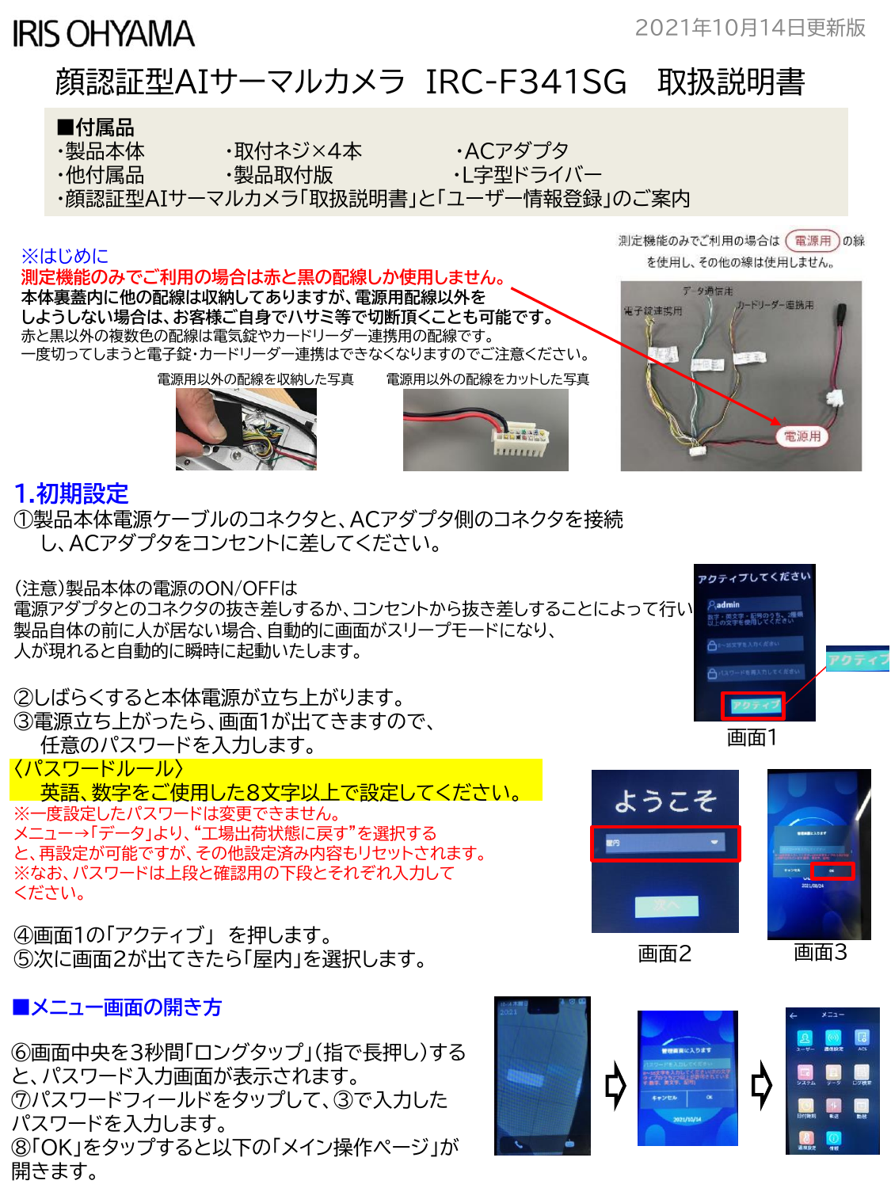IRIS OHYAMA

2021年10月14日更新版

# 顔認証型AIサーマルカメラ IRC-F341SG 取扱説明書

**■付属品**

- ・製品本体
- ・取付ネジ×4本
- ・ACアダプタ
- ・他付属品
- ・製品取付版
- ・L字型ドライバー
- ・顔認証型AIサーマルカメラ「取扱説明書」と「ユーザー情報登録」のご案内

※はじめに

**測定機能のみでご利用の場合は赤と黒の配線しか使用しません。**

**本体裏蓋内に他の配線は収納してありますが、電源用配線以外を使用しようしない場合は、お客様ご自身でハサミ等で切断頂くことも可能です。**

赤と黒以外の複数色の配線は電気錠やカードリーダー連携用の配線です。
一度切ってしまうと電子錠・カードリーダー連携はできなくなりますのでご注意ください。

電源用以外の配線を収納した写真

電源用以外の配線をカットした写真

測定機能のみでご利用の場合は（電源用）の線を使用し、その他の線は使用しません。

データ通信用　電子錠連携用　カードリーダー連携用　電源用

## 1.初期設定

①製品本体電源ケーブルのコネクタと、ACアダプタ側のコネクタを接続し、ACアダプタをコンセントに差してください。

(注意)製品本体の電源のON/OFFは
電源アダプタとのコネクタの抜き差しするか、コンセントから抜き差しすることによって行い
製品自体の前に人が居ない場合、自動的に画面がスリープモードになり、
人が現れると自動的に瞬時に起動いたします。

②しばらくすると本体電源が立ち上がります。
③電源立ち上がったら、画面1が出てきますので、
　任意のパスワードを入力します。

〈パスワードルール〉
　英語、数字をご使用した8文字以上で設定してください。

※一度設定したパスワードは変更できません。
メニュー→「データ」より、"工場出荷状態に戻す"を選択すると、再設定が可能ですが、その他設定済み内容もリセットされます。
※なお、パスワードは上段と確認用の下段とそれぞれ入力してください。

④画面1の「アクティブ」 を押します。
⑤次に画面2が出てきたら「屋内」を選択します。

画面1　画面2　画面3

## ■メニュー画面の開き方

⑥画面中央を3秒間「ロングタップ」(指で長押し)すると、パスワード入力画面が表示されます。
⑦パスワードフィールドをタップして、③で入力したパスワードを入力します。
⑧「OK」をタップすると以下の「メイン操作ページ」が開きます。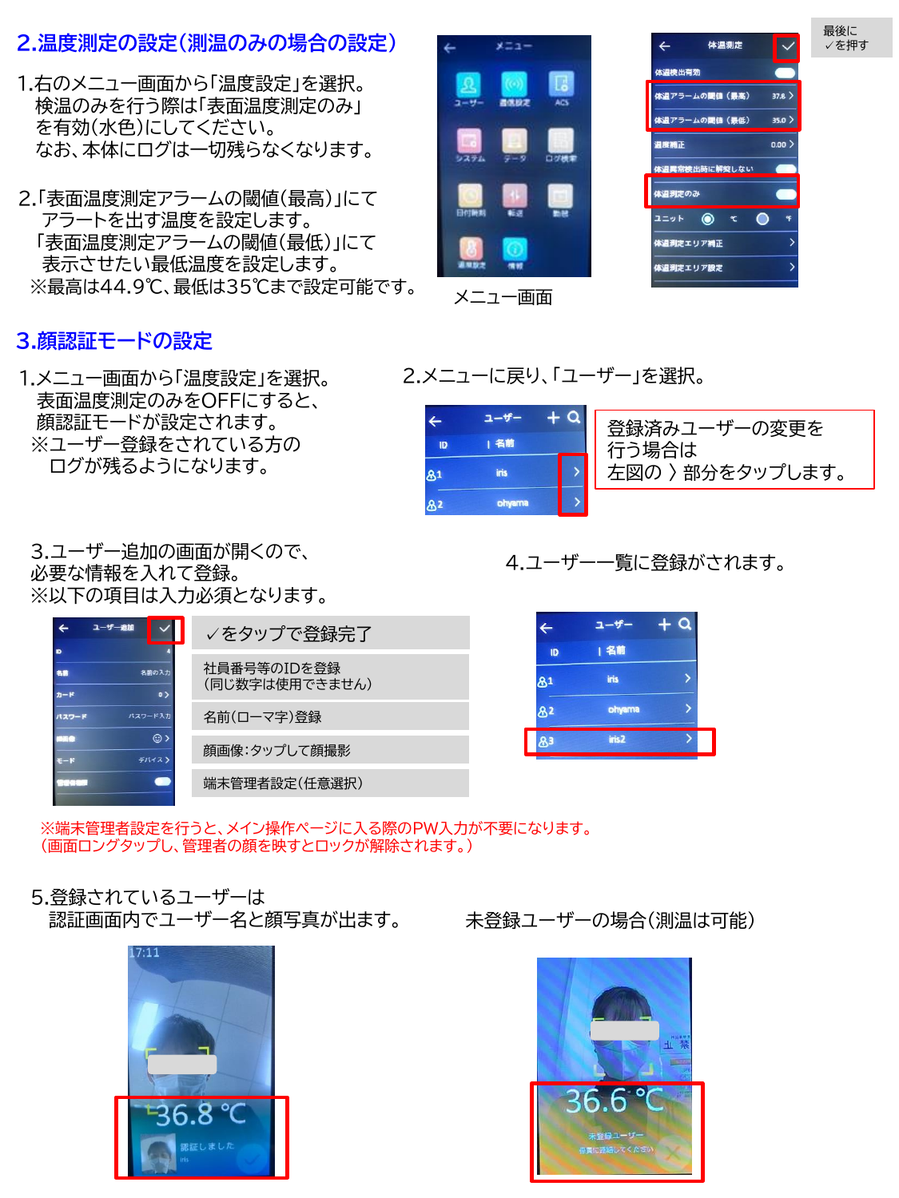## 2.温度測定の設定(測温のみの場合の設定)

1.右のメニュー画面から「温度設定」を選択。
検温のみを行う際は「表面温度測定のみ」
を有効(水色)にしてください。
なお、本体にログは一切残らなくなります。

2.「表面温度測定アラームの閾値(最高)」にて
アラートを出す温度を設定します。
「表面温度測定アラームの閾値(最低)」にて
表示させたい最低温度を設定します。
※最高は44.9℃、最低は35℃まで設定可能です。

メニュー画面

最後に
✓を押す

## 3.顔認証モードの設定

1.メニュー画面から「温度設定」を選択。
表面温度測定のみをOFFにすると、
顔認証モードが設定されます。
※ユーザー登録をされている方の
ログが残るようになります。

2.メニューに戻り、「ユーザー」を選択。

登録済みユーザーの変更を
行う場合は
左図の 〉部分をタップします。

3.ユーザー追加の画面が開くので、
必要な情報を入れて登録。
※以下の項目は入力必須となります。

- ✓をタップで登録完了
- 社員番号等のIDを登録
(同じ数字は使用できません)
- 名前(ローマ字)登録
- 顔画像:タップして顔撮影
- 端末管理者設定(任意選択)

4.ユーザー一覧に登録がされます。

※端末管理者設定を行うと、メイン操作ページに入る際のPW入力が不要になります。
(画面ロングタップし、管理者の顔を映すとロックが解除されます。)

5.登録されているユーザーは
認証画面内でユーザー名と顔写真が出ます。

未登録ユーザーの場合(測温は可能)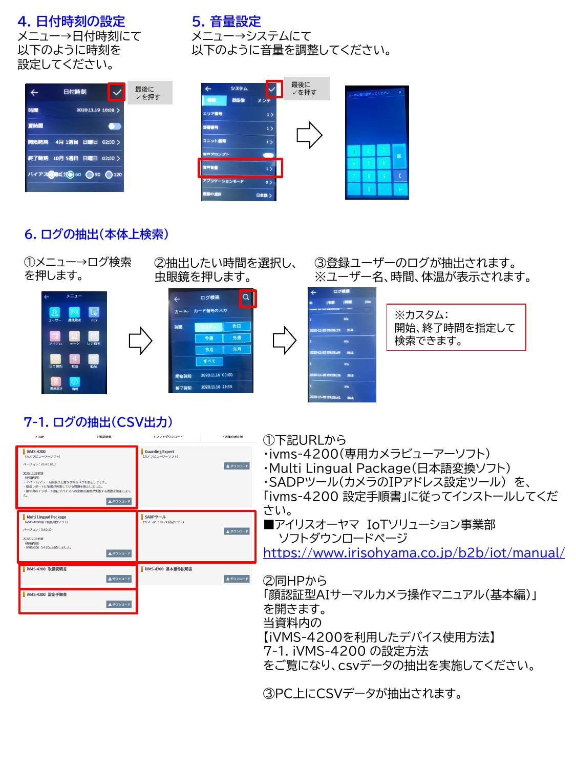## 4. 日付時刻の設定

メニュー→日付時刻にて
以下のように時刻を
設定してください。

最後に
✓を押す

## 5. 音量設定

メニュー→システムにて
以下のように音量を調整してください。

最後に
✓を押す

## 6. ログの抽出(本体上検索)

①メニュー→ログ検索
を押します。

②抽出したい時間を選択し、
虫眼鏡を押します。

③登録ユーザーのログが抽出されます。
※ユーザー名、時間、体温が表示されます。

※カスタム:
開始、終了時間を指定して
検索できます。

## 7-1. ログの抽出(CSV出力)

①下記URLから
・ivms-4200(専用カメラビューアーソフト)
・Multi Lingual Package(日本語変換ソフト)
・SADPツール(カメラのIPアドレス設定ツール) を、
「ivms-4200 設定手順書」に従ってインストールしてください。
■アイリスオーヤマ IoTソリューション事業部
　ソフトダウンロードページ
https://www.irisohyama.co.jp/b2b/iot/manual/

②同HPから
「顔認証型AIサーマルカメラ操作マニュアル(基本編)」
を開きます。
当資料内の
【iVMS-4200を利用したデバイス使用方法】
7-1. iVMS-4200 の設定方法
をご覧になり、csvデータの抽出を実施してください。

③PC上にCSVデータが抽出されます。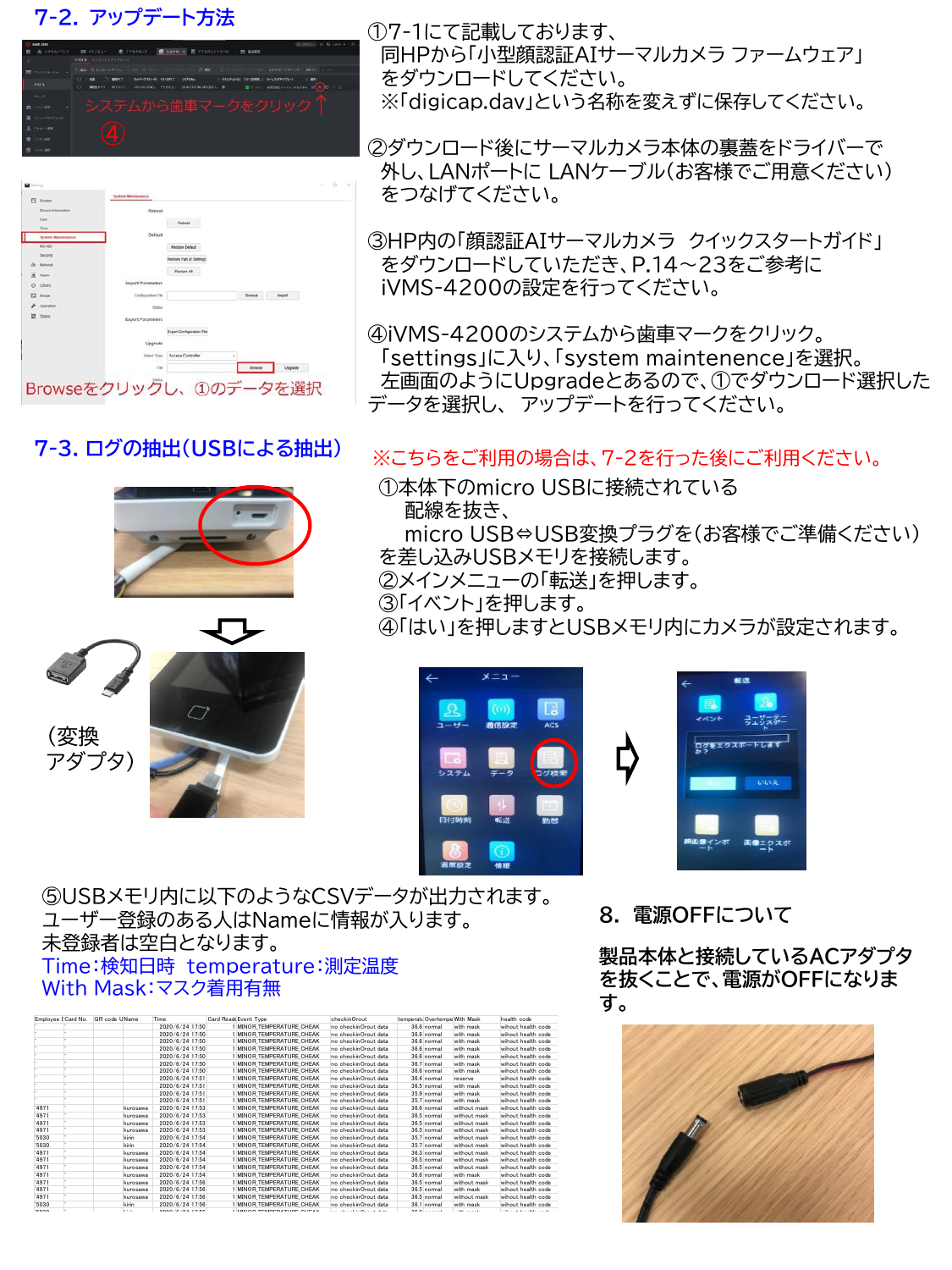## 7-2. アップデート方法

システムから歯車マークをクリック↑
④

Browseをクリックし、①のデータを選択

①7-1にて記載しております、同HPから「小型顔認証AIサーマルカメラ ファームウェア」をダウンロードしてください。
※「digicap.dav」という名称を変えずに保存してください。

②ダウンロード後にサーマルカメラ本体の裏蓋をドライバーで外し、LANポートに LANケーブル(お客様でご用意ください)をつなげてください。

③HP内の「顔認証AIサーマルカメラ クイックスタートガイド」をダウンロードしていただき、P.14～23をご参考にiVMS-4200の設定を行ってください。

④iVMS-4200のシステムから歯車マークをクリック。「settings」に入り、「system maintenence」を選択。
左画面のようにUpgradeとあるので、①でダウンロード選択したデータを選択し、 アップデートを行ってください。

## 7-3. ログの抽出(USBによる抽出)

※こちらをご利用の場合は、7-2を行った後にご利用ください。

①本体下のmicro USBに接続されている配線を抜き、micro USB⇔USB変換プラグを(お客様でご準備ください)を差し込みUSBメモリを接続します。
②メインメニューの「転送」を押します。
③「イベント」を押します。
④「はい」を押しますとUSBメモリ内にカメラが設定されます。

(変換アダプタ)

⑤USBメモリ内に以下のようなCSVデータが出力されます。
ユーザー登録のある人はNameに情報が入ります。
未登録者は空白となります。
Time:検知日時 temperature:測定温度
With Mask:マスク着用有無

## 8. 電源OFFについて

製品本体と接続しているACアダプタを抜くことで、電源がOFFになります。